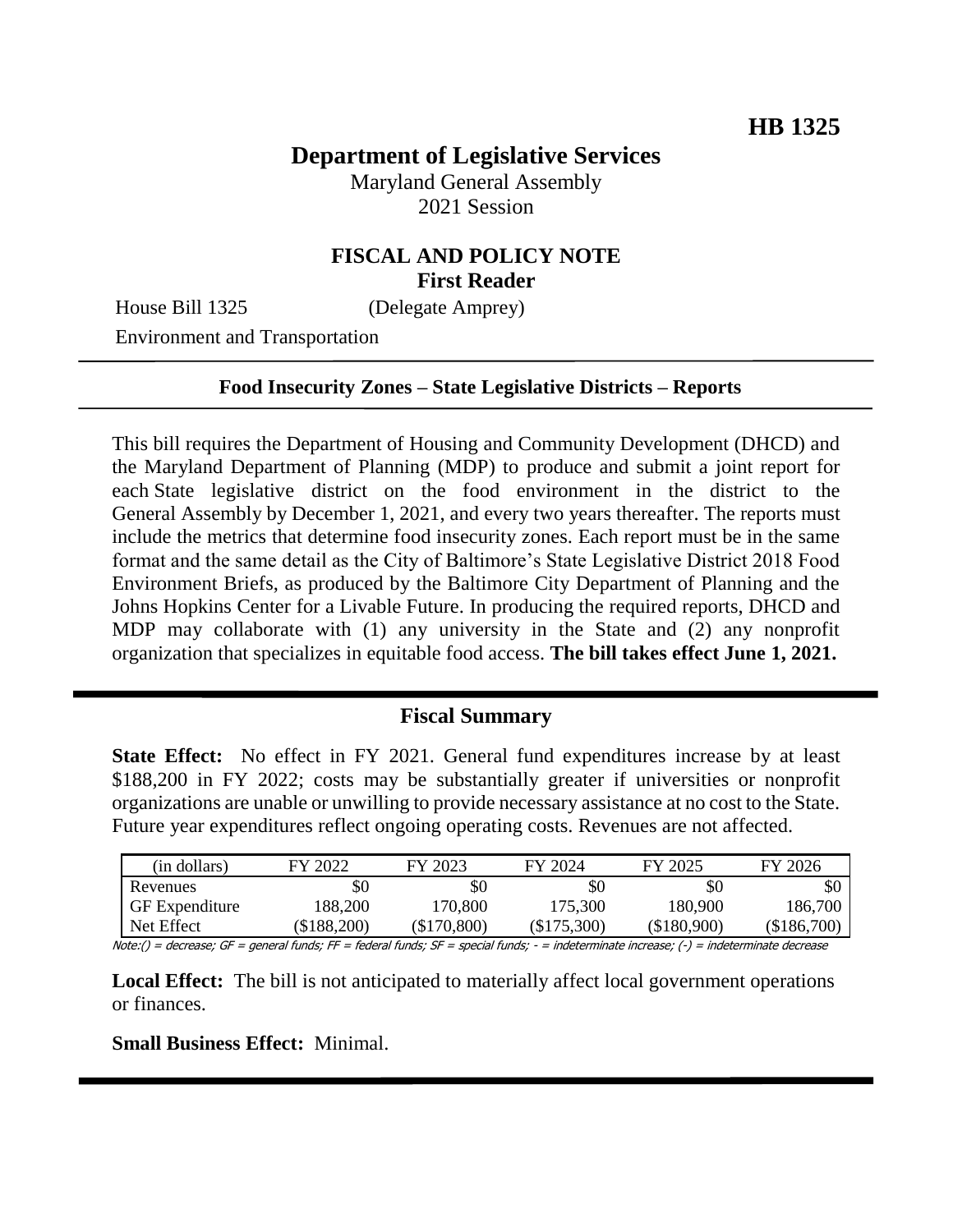**HB 1325**

# Department of Legislative Services

Maryland General Assembly
2021 Session

## FISCAL AND POLICY NOTE
**First Reader**

House Bill 1325 (Delegate Amprey)

Environment and Transportation

### Food Insecurity Zones – State Legislative Districts – Reports

This bill requires the Department of Housing and Community Development (DHCD) and the Maryland Department of Planning (MDP) to produce and submit a joint report for each State legislative district on the food environment in the district to the General Assembly by December 1, 2021, and every two years thereafter. The reports must include the metrics that determine food insecurity zones. Each report must be in the same format and the same detail as the City of Baltimore's State Legislative District 2018 Food Environment Briefs, as produced by the Baltimore City Department of Planning and the Johns Hopkins Center for a Livable Future. In producing the required reports, DHCD and MDP may collaborate with (1) any university in the State and (2) any nonprofit organization that specializes in equitable food access. **The bill takes effect June 1, 2021.**

## Fiscal Summary

**State Effect:** No effect in FY 2021. General fund expenditures increase by at least $188,200 in FY 2022; costs may be substantially greater if universities or nonprofit organizations are unable or unwilling to provide necessary assistance at no cost to the State. Future year expenditures reflect ongoing operating costs. Revenues are not affected.

| (in dollars) | FY 2022 | FY 2023 | FY 2024 | FY 2025 | FY 2026 |
|---|---|---|---|---|---|
| Revenues | $0 | $0 | $0 | $0 | $0 |
| GF Expenditure | 188,200 | 170,800 | 175,300 | 180,900 | 186,700 |
| Net Effect | ($188,200) | ($170,800) | ($175,300) | ($180,900) | ($186,700) |

Note:() = decrease; GF = general funds; FF = federal funds; SF = special funds; - = indeterminate increase; (-) = indeterminate decrease

**Local Effect:** The bill is not anticipated to materially affect local government operations or finances.

**Small Business Effect:** Minimal.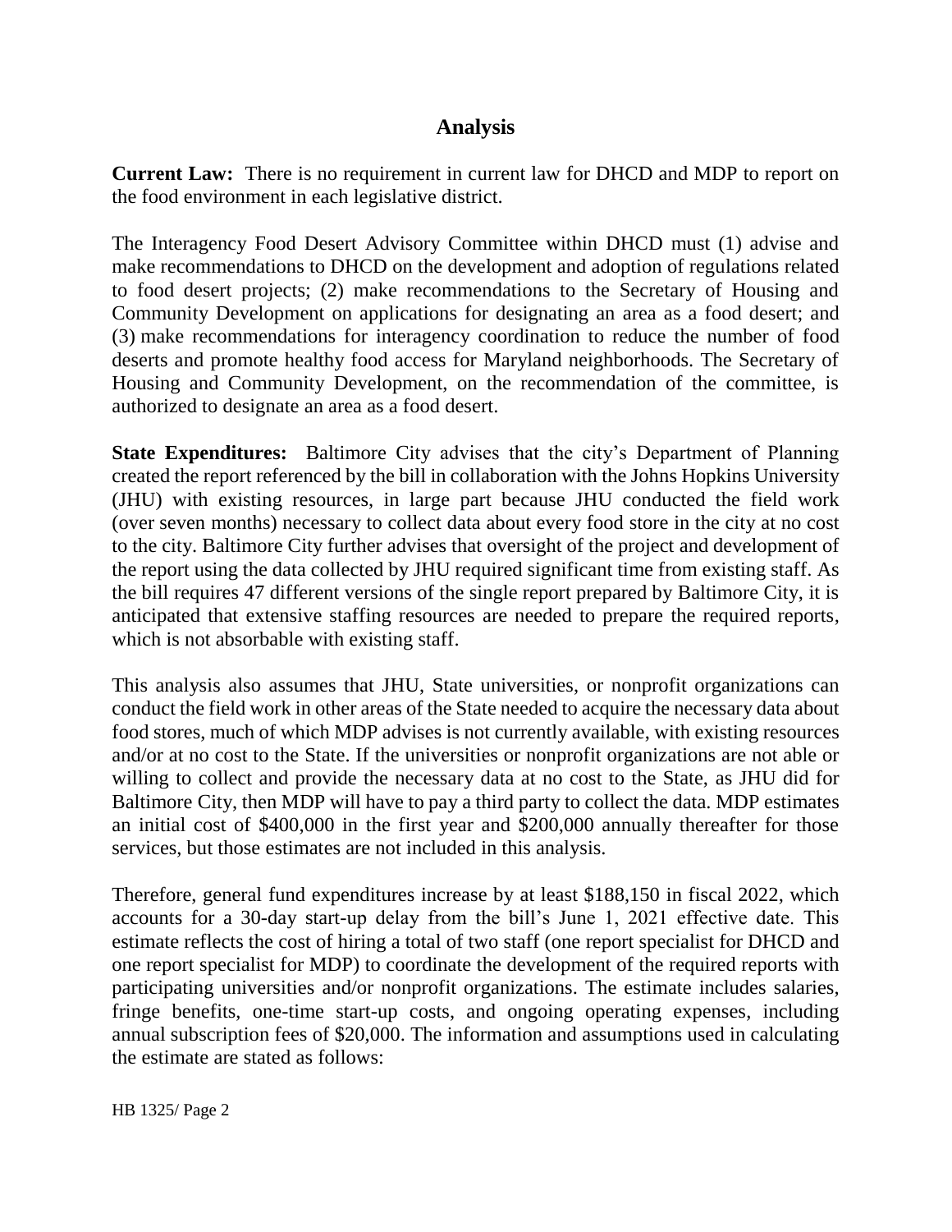## Analysis

**Current Law:** There is no requirement in current law for DHCD and MDP to report on the food environment in each legislative district.

The Interagency Food Desert Advisory Committee within DHCD must (1) advise and make recommendations to DHCD on the development and adoption of regulations related to food desert projects; (2) make recommendations to the Secretary of Housing and Community Development on applications for designating an area as a food desert; and (3) make recommendations for interagency coordination to reduce the number of food deserts and promote healthy food access for Maryland neighborhoods. The Secretary of Housing and Community Development, on the recommendation of the committee, is authorized to designate an area as a food desert.

**State Expenditures:** Baltimore City advises that the city's Department of Planning created the report referenced by the bill in collaboration with the Johns Hopkins University (JHU) with existing resources, in large part because JHU conducted the field work (over seven months) necessary to collect data about every food store in the city at no cost to the city. Baltimore City further advises that oversight of the project and development of the report using the data collected by JHU required significant time from existing staff. As the bill requires 47 different versions of the single report prepared by Baltimore City, it is anticipated that extensive staffing resources are needed to prepare the required reports, which is not absorbable with existing staff.

This analysis also assumes that JHU, State universities, or nonprofit organizations can conduct the field work in other areas of the State needed to acquire the necessary data about food stores, much of which MDP advises is not currently available, with existing resources and/or at no cost to the State. If the universities or nonprofit organizations are not able or willing to collect and provide the necessary data at no cost to the State, as JHU did for Baltimore City, then MDP will have to pay a third party to collect the data. MDP estimates an initial cost of $400,000 in the first year and $200,000 annually thereafter for those services, but those estimates are not included in this analysis.

Therefore, general fund expenditures increase by at least $188,150 in fiscal 2022, which accounts for a 30-day start-up delay from the bill's June 1, 2021 effective date. This estimate reflects the cost of hiring a total of two staff (one report specialist for DHCD and one report specialist for MDP) to coordinate the development of the required reports with participating universities and/or nonprofit organizations. The estimate includes salaries, fringe benefits, one-time start-up costs, and ongoing operating expenses, including annual subscription fees of $20,000. The information and assumptions used in calculating the estimate are stated as follows: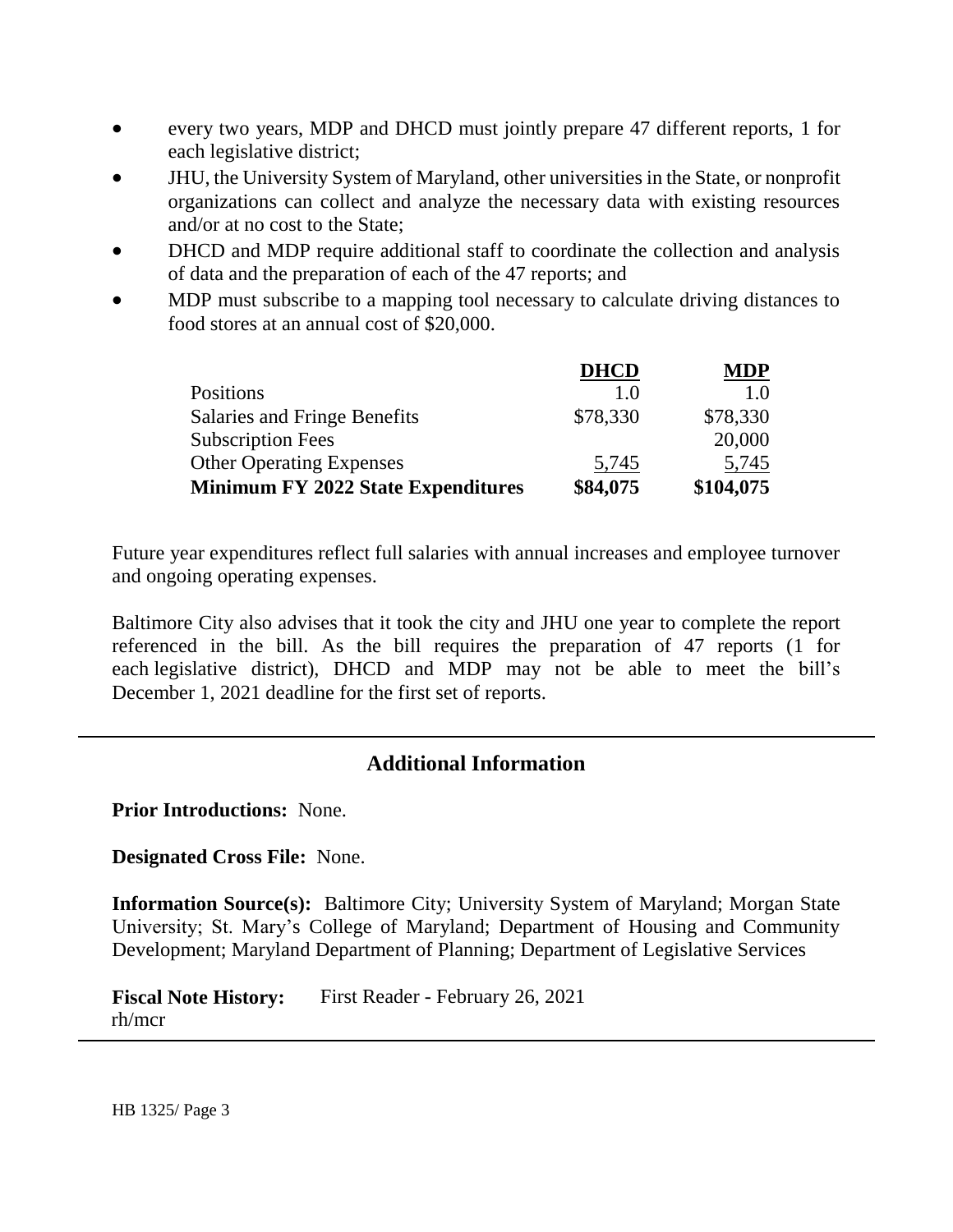- every two years, MDP and DHCD must jointly prepare 47 different reports, 1 for each legislative district;
- JHU, the University System of Maryland, other universities in the State, or nonprofit organizations can collect and analyze the necessary data with existing resources and/or at no cost to the State;
- DHCD and MDP require additional staff to coordinate the collection and analysis of data and the preparation of each of the 47 reports; and
- MDP must subscribe to a mapping tool necessary to calculate driving distances to food stores at an annual cost of $20,000.

| | DHCD | MDP |
|---|---|---|
| Positions | 1.0 | 1.0 |
| Salaries and Fringe Benefits | $78,330 | $78,330 |
| Subscription Fees | | 20,000 |
| Other Operating Expenses | 5,745 | 5,745 |
| **Minimum FY 2022 State Expenditures** | **$84,075** | **$104,075** |

Future year expenditures reflect full salaries with annual increases and employee turnover and ongoing operating expenses.

Baltimore City also advises that it took the city and JHU one year to complete the report referenced in the bill. As the bill requires the preparation of 47 reports (1 for each legislative district), DHCD and MDP may not be able to meet the bill's December 1, 2021 deadline for the first set of reports.

## Additional Information

**Prior Introductions:** None.

**Designated Cross File:** None.

**Information Source(s):** Baltimore City; University System of Maryland; Morgan State University; St. Mary's College of Maryland; Department of Housing and Community Development; Maryland Department of Planning; Department of Legislative Services

**Fiscal Note History:** First Reader - February 26, 2021
rh/mcr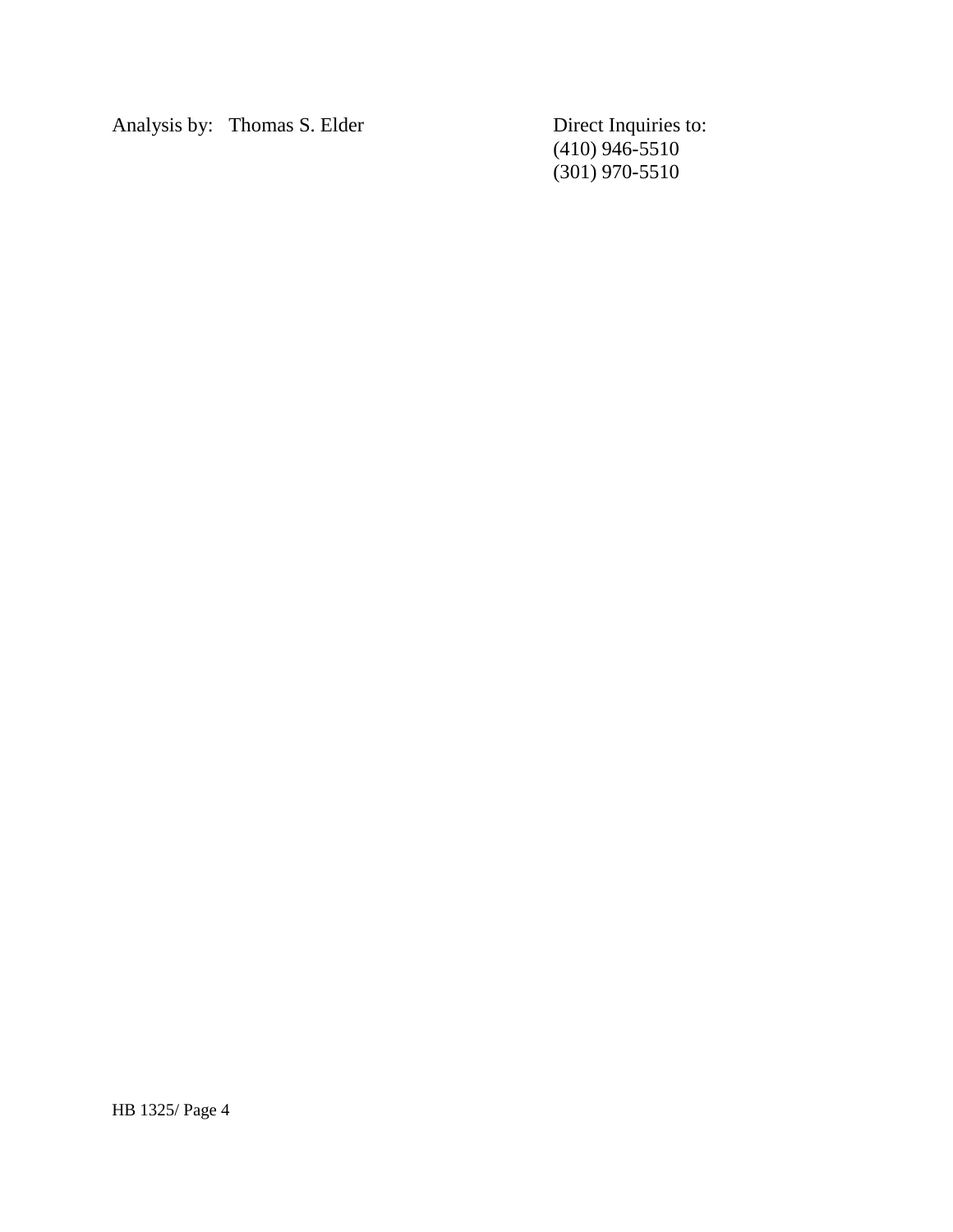Analysis by: Thomas S. Elder

Direct Inquiries to:
(410) 946-5510
(301) 970-5510